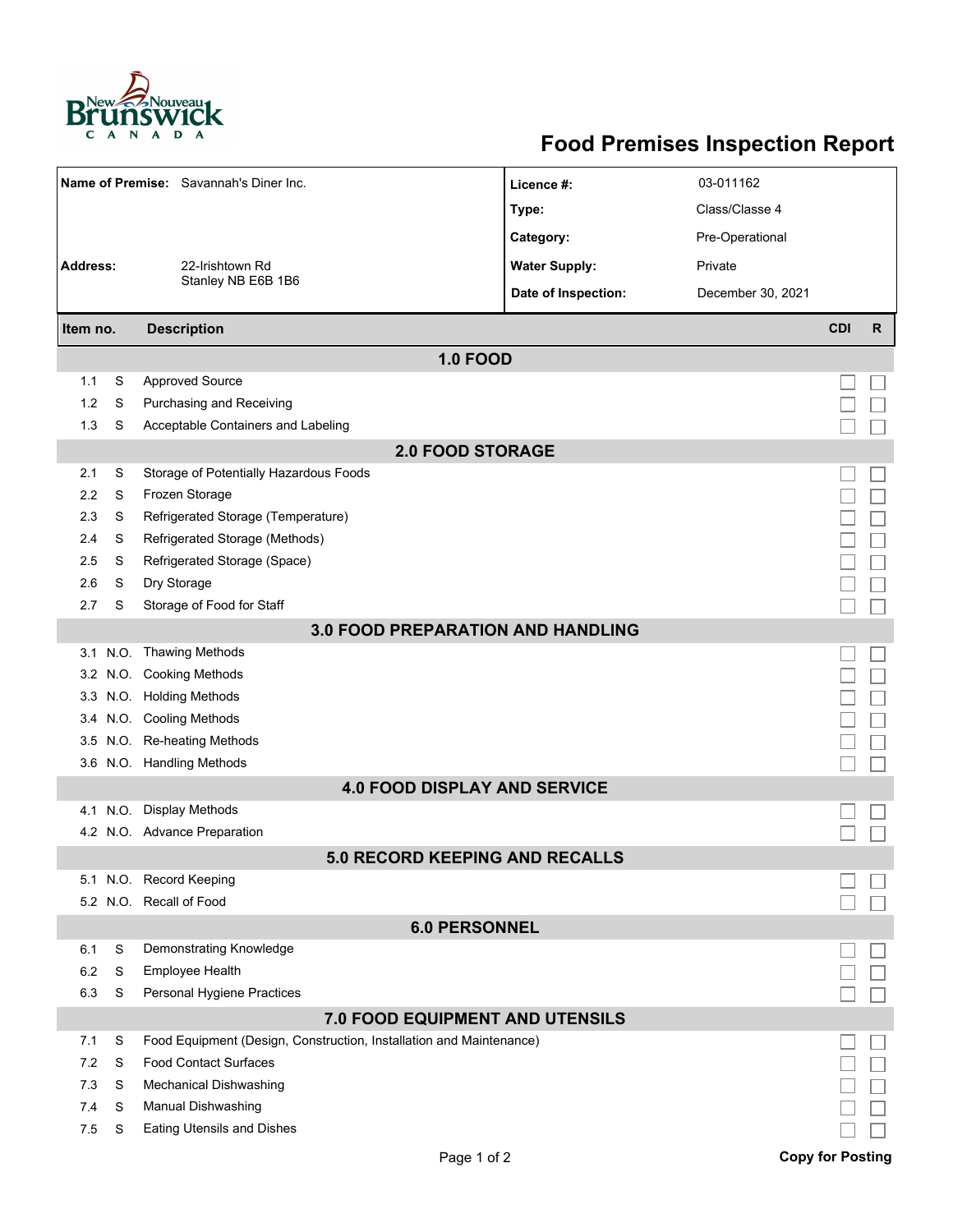# Food Premises Inspection Report

| | | | |
|---|---|---|---|
| **Name of Premise:** | Savannah's Diner Inc. | **Licence #:** | 03-011162 |
| | | **Type:** | Class/Classe 4 |
| | | **Category:** | Pre-Operational |
| **Address:** | 22-Irishtown Rd<br>Stanley NB E6B 1B6 | **Water Supply:** | Private |
| | | **Date of Inspection:** | December 30, 2021 |

| Item no. | | Description | CDI | R |
|---|---|---|---|---|
| **1.0 FOOD** | | | | |
| 1.1 | S | Approved Source | ☐ | ☐ |
| 1.2 | S | Purchasing and Receiving | ☐ | ☐ |
| 1.3 | S | Acceptable Containers and Labeling | ☐ | ☐ |
| **2.0 FOOD STORAGE** | | | | |
| 2.1 | S | Storage of Potentially Hazardous Foods | ☐ | ☐ |
| 2.2 | S | Frozen Storage | ☐ | ☐ |
| 2.3 | S | Refrigerated Storage (Temperature) | ☐ | ☐ |
| 2.4 | S | Refrigerated Storage (Methods) | ☐ | ☐ |
| 2.5 | S | Refrigerated Storage (Space) | ☐ | ☐ |
| 2.6 | S | Dry Storage | ☐ | ☐ |
| 2.7 | S | Storage of Food for Staff | ☐ | ☐ |
| **3.0 FOOD PREPARATION AND HANDLING** | | | | |
| 3.1 | N.O. | Thawing Methods | ☐ | ☐ |
| 3.2 | N.O. | Cooking Methods | ☐ | ☐ |
| 3.3 | N.O. | Holding Methods | ☐ | ☐ |
| 3.4 | N.O. | Cooling Methods | ☐ | ☐ |
| 3.5 | N.O. | Re-heating Methods | ☐ | ☐ |
| 3.6 | N.O. | Handling Methods | ☐ | ☐ |
| **4.0 FOOD DISPLAY AND SERVICE** | | | | |
| 4.1 | N.O. | Display Methods | ☐ | ☐ |
| 4.2 | N.O. | Advance Preparation | ☐ | ☐ |
| **5.0 RECORD KEEPING AND RECALLS** | | | | |
| 5.1 | N.O. | Record Keeping | ☐ | ☐ |
| 5.2 | N.O. | Recall of Food | ☐ | ☐ |
| **6.0 PERSONNEL** | | | | |
| 6.1 | S | Demonstrating Knowledge | ☐ | ☐ |
| 6.2 | S | Employee Health | ☐ | ☐ |
| 6.3 | S | Personal Hygiene Practices | ☐ | ☐ |
| **7.0 FOOD EQUIPMENT AND UTENSILS** | | | | |
| 7.1 | S | Food Equipment (Design, Construction, Installation and Maintenance) | ☐ | ☐ |
| 7.2 | S | Food Contact Surfaces | ☐ | ☐ |
| 7.3 | S | Mechanical Dishwashing | ☐ | ☐ |
| 7.4 | S | Manual Dishwashing | ☐ | ☐ |
| 7.5 | S | Eating Utensils and Dishes | ☐ | ☐ |

**Copy for Posting**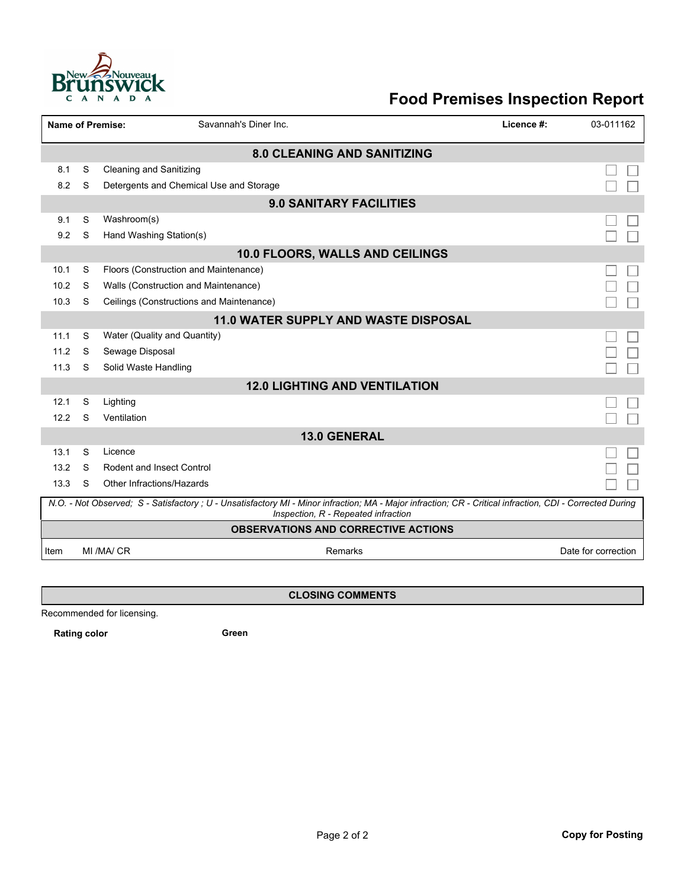New Brunswick / Nouveau-Brunswick CANADA

# Food Premises Inspection Report

| **Name of Premise:** | Savannah's Diner Inc. | **Licence #:** | 03-011162 |
|---|---|---|---|

| | | |
|---|---|---|
| **8.0 CLEANING AND SANITIZING** | | |
| 8.1 | S | Cleaning and Sanitizing |
| 8.2 | S | Detergents and Chemical Use and Storage |
| **9.0 SANITARY FACILITIES** | | |
| 9.1 | S | Washroom(s) |
| 9.2 | S | Hand Washing Station(s) |
| **10.0 FLOORS, WALLS AND CEILINGS** | | |
| 10.1 | S | Floors (Construction and Maintenance) |
| 10.2 | S | Walls (Construction and Maintenance) |
| 10.3 | S | Ceilings (Constructions and Maintenance) |
| **11.0 WATER SUPPLY AND WASTE DISPOSAL** | | |
| 11.1 | S | Water (Quality and Quantity) |
| 11.2 | S | Sewage Disposal |
| 11.3 | S | Solid Waste Handling |
| **12.0 LIGHTING AND VENTILATION** | | |
| 12.1 | S | Lighting |
| 12.2 | S | Ventilation |
| **13.0 GENERAL** | | |
| 13.1 | S | Licence |
| 13.2 | S | Rodent and Insect Control |
| 13.3 | S | Other Infractions/Hazards |

*N.O. - Not Observed; S - Satisfactory ; U - Unsatisfactory MI - Minor infraction; MA - Major infraction; CR - Critical infraction, CDI - Corrected During Inspection, R - Repeated infraction*

## OBSERVATIONS AND CORRECTIVE ACTIONS

| Item | MI /MA/ CR | Remarks | Date for correction |
|---|---|---|---|

## CLOSING COMMENTS

Recommended for licensing.

**Rating color** **Green**

**Copy for Posting**